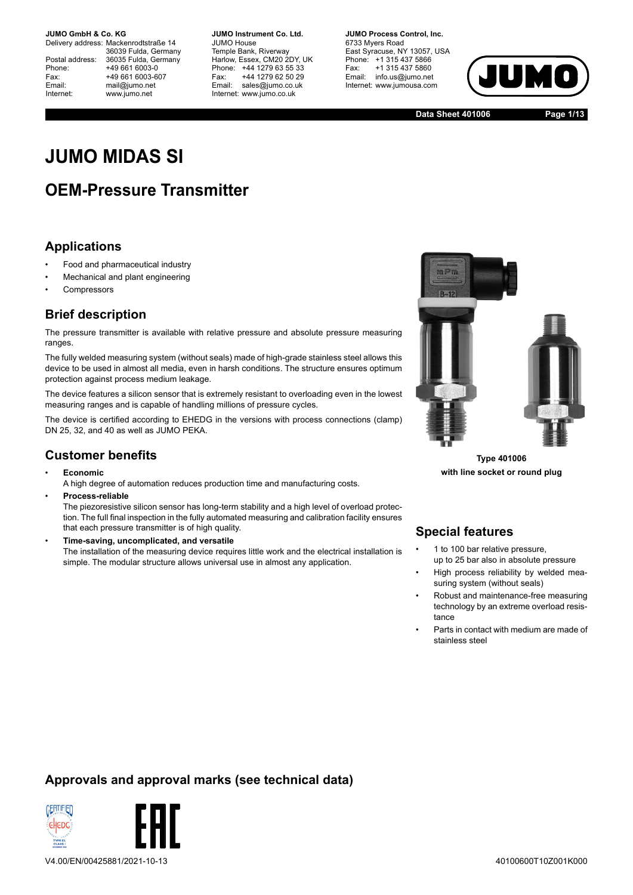**JUMO GmbH & Co. KG**
Delivery address: Mackenrodtstraße 14
36039 Fulda, Germany
Postal address: 36035 Fulda, Germany
Phone: +49 661 6003-0
Fax: +49 661 6003-607
Email: mail@jumo.net
Internet: www.jumo.net

**JUMO Instrument Co. Ltd.**
JUMO House
Temple Bank, Riverway
Harlow, Essex, CM20 2DY, UK
Phone: +44 1279 63 55 33
Fax: +44 1279 62 50 29
Email: sales@jumo.co.uk
Internet: www.jumo.co.uk

**JUMO Process Control, Inc.**
6733 Myers Road
East Syracuse, NY 13057, USA
Phone: +1 315 437 5866
Fax: +1 315 437 5860
Email: info.us@jumo.net
Internet: www.jumousa.com

**Data Sheet 401006**

# JUMO MIDAS SI

## OEM-Pressure Transmitter

### Applications

- Food and pharmaceutical industry
- Mechanical and plant engineering
- Compressors

### Brief description

The pressure transmitter is available with relative pressure and absolute pressure measuring ranges.

The fully welded measuring system (without seals) made of high-grade stainless steel allows this device to be used in almost all media, even in harsh conditions. The structure ensures optimum protection against process medium leakage.

The device features a silicon sensor that is extremely resistant to overloading even in the lowest measuring ranges and is capable of handling millions of pressure cycles.

The device is certified according to EHEDG in the versions with process connections (clamp) DN 25, 32, and 40 as well as JUMO PEKA.

### Customer benefits

- **Economic**
  A high degree of automation reduces production time and manufacturing costs.
- **Process-reliable**
  The piezoresistive silicon sensor has long-term stability and a high level of overload protection. The full final inspection in the fully automated measuring and calibration facility ensures that each pressure transmitter is of high quality.
- **Time-saving, uncomplicated, and versatile**
  The installation of the measuring device requires little work and the electrical installation is simple. The modular structure allows universal use in almost any application.

**Type 401006**
**with line socket or round plug**

### Special features

- 1 to 100 bar relative pressure, up to 25 bar also in absolute pressure
- High process reliability by welded measuring system (without seals)
- Robust and maintenance-free measuring technology by an extreme overload resistance
- Parts in contact with medium are made of stainless steel

### Approvals and approval marks (see technical data)

V4.00/EN/00425881/2021-10-13

40100600T10Z001K000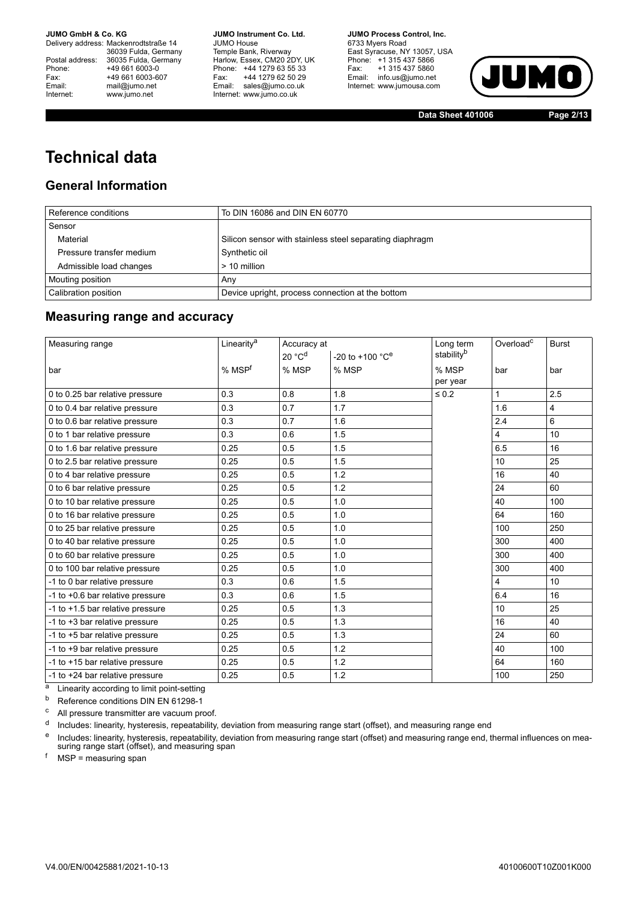# Technical data

## General Information

| Reference conditions | To DIN 16086 and DIN EN 60770 |
|---|---|
| Sensor | |
| Material | Silicon sensor with stainless steel separating diaphragm |
| Pressure transfer medium | Synthetic oil |
| Admissible load changes | > 10 million |
| Mouting position | Any |
| Calibration position | Device upright, process connection at the bottom |

## Measuring range and accuracy

| Measuring range | Linearity[a] | Accuracy at | | Long term stability[b] | Overload[c] | Burst |
|---|---|---|---|---|---|---|
| | | 20 °C[d] | -20 to +100 °C[e] | | | |
| bar | % MSP[f] | % MSP | % MSP | % MSP per year | bar | bar |
| 0 to 0.25 bar relative pressure | 0.3 | 0.8 | 1.8 | ≤ 0.2 | 1 | 2.5 |
| 0 to 0.4 bar relative pressure | 0.3 | 0.7 | 1.7 | | 1.6 | 4 |
| 0 to 0.6 bar relative pressure | 0.3 | 0.7 | 1.6 | | 2.4 | 6 |
| 0 to 1 bar relative pressure | 0.3 | 0.6 | 1.5 | | 4 | 10 |
| 0 to 1.6 bar relative pressure | 0.25 | 0.5 | 1.5 | | 6.5 | 16 |
| 0 to 2.5 bar relative pressure | 0.25 | 0.5 | 1.5 | | 10 | 25 |
| 0 to 4 bar relative pressure | 0.25 | 0.5 | 1.2 | | 16 | 40 |
| 0 to 6 bar relative pressure | 0.25 | 0.5 | 1.2 | | 24 | 60 |
| 0 to 10 bar relative pressure | 0.25 | 0.5 | 1.0 | | 40 | 100 |
| 0 to 16 bar relative pressure | 0.25 | 0.5 | 1.0 | | 64 | 160 |
| 0 to 25 bar relative pressure | 0.25 | 0.5 | 1.0 | | 100 | 250 |
| 0 to 40 bar relative pressure | 0.25 | 0.5 | 1.0 | | 300 | 400 |
| 0 to 60 bar relative pressure | 0.25 | 0.5 | 1.0 | | 300 | 400 |
| 0 to 100 bar relative pressure | 0.25 | 0.5 | 1.0 | | 300 | 400 |
| -1 to 0 bar relative pressure | 0.3 | 0.6 | 1.5 | | 4 | 10 |
| -1 to +0.6 bar relative pressure | 0.3 | 0.6 | 1.5 | | 6.4 | 16 |
| -1 to +1.5 bar relative pressure | 0.25 | 0.5 | 1.3 | | 10 | 25 |
| -1 to +3 bar relative pressure | 0.25 | 0.5 | 1.3 | | 16 | 40 |
| -1 to +5 bar relative pressure | 0.25 | 0.5 | 1.3 | | 24 | 60 |
| -1 to +9 bar relative pressure | 0.25 | 0.5 | 1.2 | | 40 | 100 |
| -1 to +15 bar relative pressure | 0.25 | 0.5 | 1.2 | | 64 | 160 |
| -1 to +24 bar relative pressure | 0.25 | 0.5 | 1.2 | | 100 | 250 |

[a] Linearity according to limit point-setting

[b] Reference conditions DIN EN 61298-1

[c] All pressure transmitter are vacuum proof.

[d] Includes: linearity, hysteresis, repeatability, deviation from measuring range start (offset), and measuring range end

[e] Includes: linearity, hysteresis, repeatability, deviation from measuring range start (offset) and measuring range end, thermal influences on measuring range start (offset), and measuring span

[f] MSP = measuring span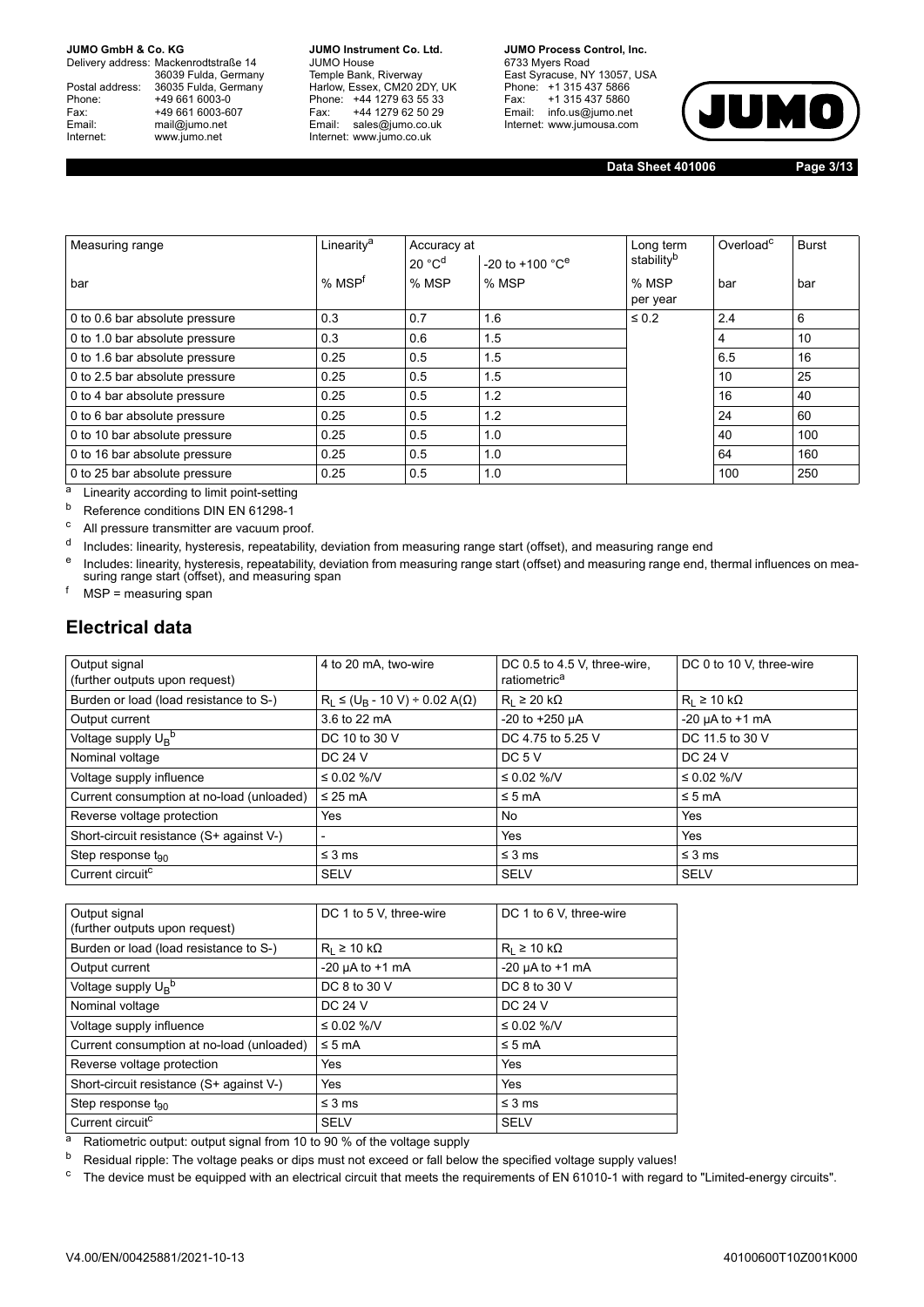| Measuring range | Linearity[a] | Accuracy at | | Long term stability[b] | Overload[c] | Burst |
|---|---|---|---|---|---|---|
| | | 20 °C[d] | -20 to +100 °C[e] | | | |
| bar | % MSP[f] | % MSP | % MSP | % MSP per year | bar | bar |
| 0 to 0.6 bar absolute pressure | 0.3 | 0.7 | 1.6 | ≤ 0.2 | 2.4 | 6 |
| 0 to 1.0 bar absolute pressure | 0.3 | 0.6 | 1.5 | | 4 | 10 |
| 0 to 1.6 bar absolute pressure | 0.25 | 0.5 | 1.5 | | 6.5 | 16 |
| 0 to 2.5 bar absolute pressure | 0.25 | 0.5 | 1.5 | | 10 | 25 |
| 0 to 4 bar absolute pressure | 0.25 | 0.5 | 1.2 | | 16 | 40 |
| 0 to 6 bar absolute pressure | 0.25 | 0.5 | 1.2 | | 24 | 60 |
| 0 to 10 bar absolute pressure | 0.25 | 0.5 | 1.0 | | 40 | 100 |
| 0 to 16 bar absolute pressure | 0.25 | 0.5 | 1.0 | | 64 | 160 |
| 0 to 25 bar absolute pressure | 0.25 | 0.5 | 1.0 | | 100 | 250 |

[a] Linearity according to limit point-setting

[b] Reference conditions DIN EN 61298-1

[c] All pressure transmitter are vacuum proof.

[d] Includes: linearity, hysteresis, repeatability, deviation from measuring range start (offset), and measuring range end

[e] Includes: linearity, hysteresis, repeatability, deviation from measuring range start (offset) and measuring range end, thermal influences on measuring range start (offset), and measuring span

[f] MSP = measuring span

## Electrical data

| Output signal (further outputs upon request) | 4 to 20 mA, two-wire | DC 0.5 to 4.5 V, three-wire, ratiometric[a] | DC 0 to 10 V, three-wire |
|---|---|---|---|
| Burden or load (load resistance to S-) | $R_L \leq (U_B$ - 10 V) ÷ 0.02 A(Ω) | $R_L \geq$ 20 kΩ | $R_L \geq$ 10 kΩ |
| Output current | 3.6 to 22 mA | -20 to +250 µA | -20 µA to +1 mA |
| Voltage supply $U_B$[b] | DC 10 to 30 V | DC 4.75 to 5.25 V | DC 11.5 to 30 V |
| Nominal voltage | DC 24 V | DC 5 V | DC 24 V |
| Voltage supply influence | ≤ 0.02 %/V | ≤ 0.02 %/V | ≤ 0.02 %/V |
| Current consumption at no-load (unloaded) | ≤ 25 mA | ≤ 5 mA | ≤ 5 mA |
| Reverse voltage protection | Yes | No | Yes |
| Short-circuit resistance (S+ against V-) | - | Yes | Yes |
| Step response $t_{90}$ | ≤ 3 ms | ≤ 3 ms | ≤ 3 ms |
| Current circuit[c] | SELV | SELV | SELV |

| Output signal (further outputs upon request) | DC 1 to 5 V, three-wire | DC 1 to 6 V, three-wire |
|---|---|---|
| Burden or load (load resistance to S-) | $R_L \geq$ 10 kΩ | $R_L \geq$ 10 kΩ |
| Output current | -20 µA to +1 mA | -20 µA to +1 mA |
| Voltage supply $U_B$[b] | DC 8 to 30 V | DC 8 to 30 V |
| Nominal voltage | DC 24 V | DC 24 V |
| Voltage supply influence | ≤ 0.02 %/V | ≤ 0.02 %/V |
| Current consumption at no-load (unloaded) | ≤ 5 mA | ≤ 5 mA |
| Reverse voltage protection | Yes | Yes |
| Short-circuit resistance (S+ against V-) | Yes | Yes |
| Step response $t_{90}$ | ≤ 3 ms | ≤ 3 ms |
| Current circuit[c] | SELV | SELV |

[a] Ratiometric output: output signal from 10 to 90 % of the voltage supply

[b] Residual ripple: The voltage peaks or dips must not exceed or fall below the specified voltage supply values!

[c] The device must be equipped with an electrical circuit that meets the requirements of EN 61010-1 with regard to "Limited-energy circuits".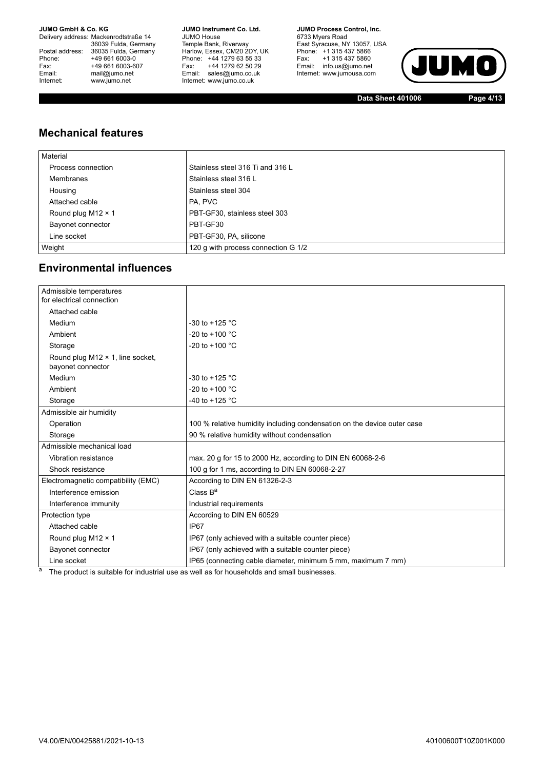## Mechanical features

| Material | |
|---|---|
| Process connection | Stainless steel 316 Ti and 316 L |
| Membranes | Stainless steel 316 L |
| Housing | Stainless steel 304 |
| Attached cable | PA, PVC |
| Round plug M12 × 1 | PBT-GF30, stainless steel 303 |
| Bayonet connector | PBT-GF30 |
| Line socket | PBT-GF30, PA, silicone |
| Weight | 120 g with process connection G 1/2 |

## Environmental influences

| Admissible temperatures for electrical connection | |
|---|---|
| Attached cable | |
| Medium | -30 to +125 °C |
| Ambient | -20 to +100 °C |
| Storage | -20 to +100 °C |
| Round plug M12 × 1, line socket, bayonet connector | |
| Medium | -30 to +125 °C |
| Ambient | -20 to +100 °C |
| Storage | -40 to +125 °C |
| Admissible air humidity | |
| Operation | 100 % relative humidity including condensation on the device outer case |
| Storage | 90 % relative humidity without condensation |
| Admissible mechanical load | |
| Vibration resistance | max. 20 g for 15 to 2000 Hz, according to DIN EN 60068-2-6 |
| Shock resistance | 100 g for 1 ms, according to DIN EN 60068-2-27 |
| Electromagnetic compatibility (EMC) | According to DIN EN 61326-2-3 |
| Interference emission | Class B[a] |
| Interference immunity | Industrial requirements |
| Protection type | According to DIN EN 60529 |
| Attached cable | IP67 |
| Round plug M12 × 1 | IP67 (only achieved with a suitable counter piece) |
| Bayonet connector | IP67 (only achieved with a suitable counter piece) |
| Line socket | IP65 (connecting cable diameter, minimum 5 mm, maximum 7 mm) |

[a] The product is suitable for industrial use as well as for households and small businesses.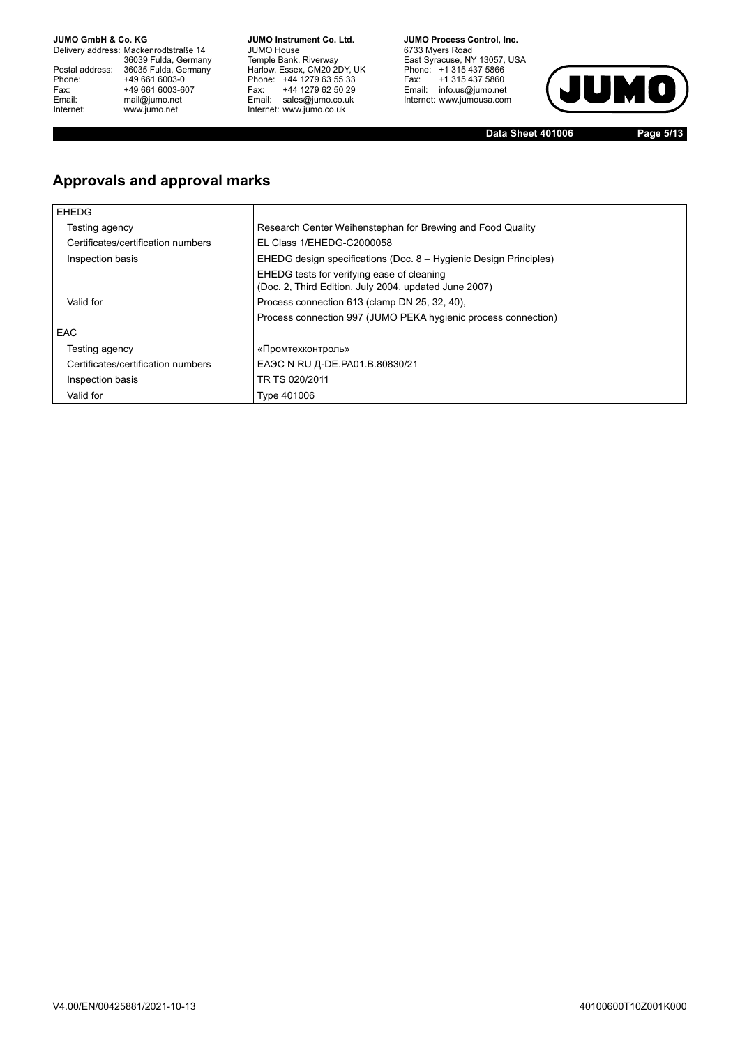## Approvals and approval marks

| | |
|---|---|
| EHEDG | |
| Testing agency | Research Center Weihenstephan for Brewing and Food Quality |
| Certificates/certification numbers | EL Class 1/EHEDG-C2000058 |
| Inspection basis | EHEDG design specifications (Doc. 8 – Hygienic Design Principles) |
| | EHEDG tests for verifying ease of cleaning (Doc. 2, Third Edition, July 2004, updated June 2007) |
| Valid for | Process connection 613 (clamp DN 25, 32, 40), |
| | Process connection 997 (JUMO PEKA hygienic process connection) |
| EAC | |
| Testing agency | «Промтехконтроль» |
| Certificates/certification numbers | ЕАЭС N RU Д-DE.PA01.B.80830/21 |
| Inspection basis | TR TS 020/2011 |
| Valid for | Type 401006 |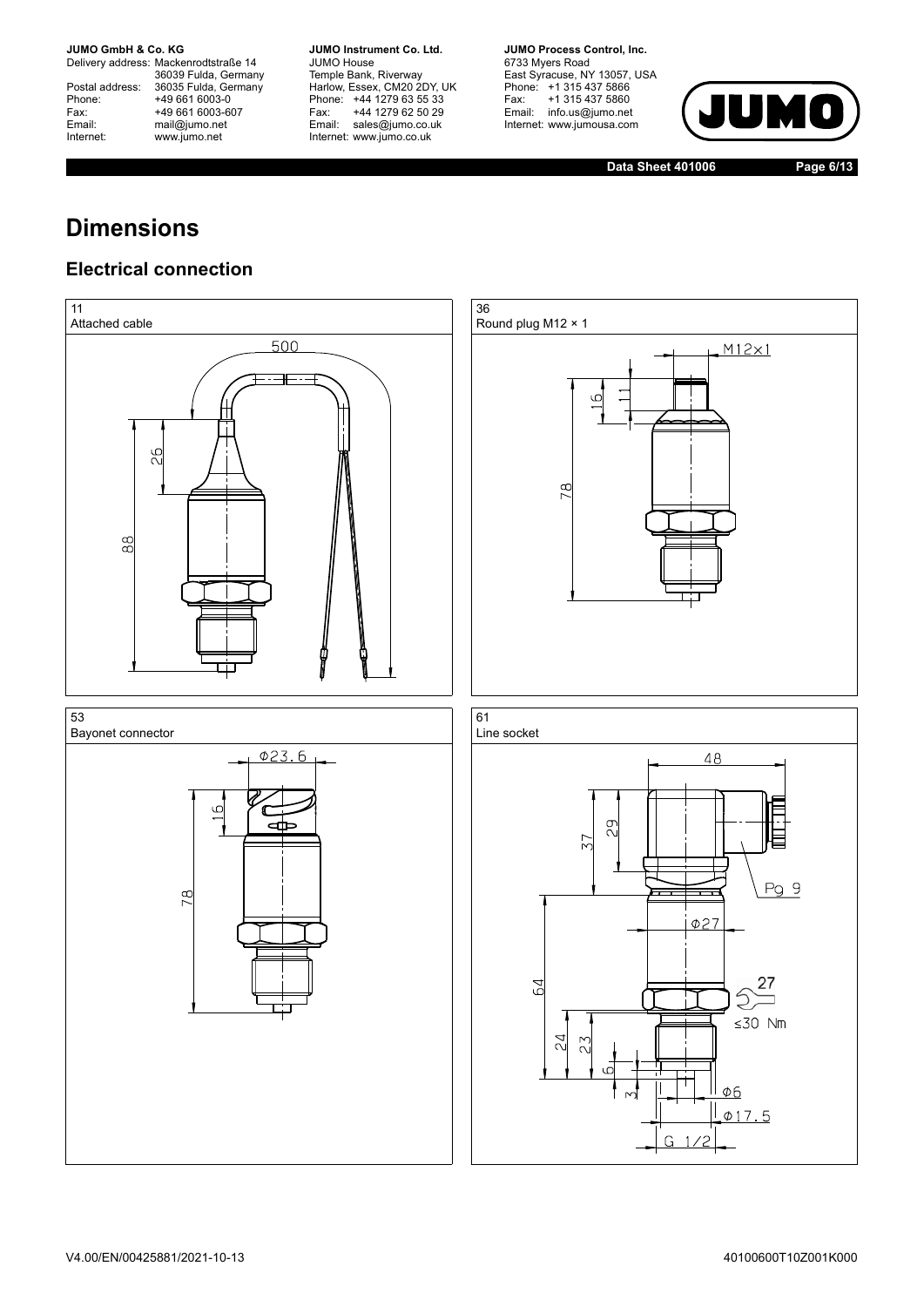# Dimensions

## Electrical connection

11
Attached cable

500

26

88

36
Round plug M12 × 1

M12×1

16

11

78

53
Bayonet connector

Φ23.6

16

78

61
Line socket

48

37

29

Pg 9

Φ27

64

27

≤30 Nm

24

23

6

3

Φ6

Φ17.5

G 1/2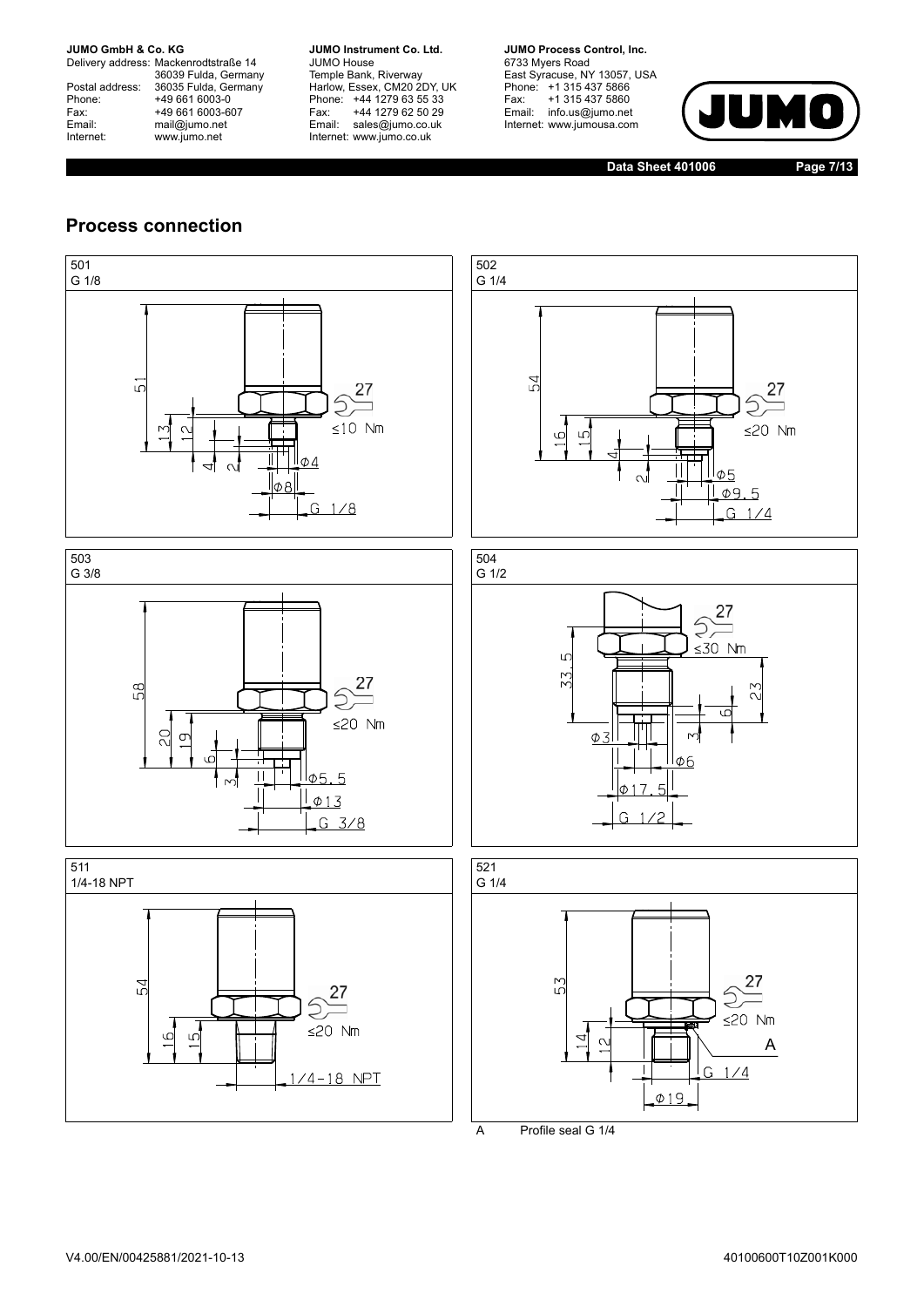## Process connection

501
G 1/8

51, 13, 12, 4, 2, 27, ≤10 Nm, Φ4, Φ8, G 1/8

502
G 1/4

54, 16, 15, 4, 2, 27, ≤20 Nm, Φ5, Φ9.5, G 1/4

503
G 3/8

58, 20, 19, 6, 3, 27, ≤20 Nm, Φ5.5, Φ13, G 3/8

504
G 1/2

27, ≤30 Nm, 33.5, 23, 6, 3, Φ3, Φ6, Φ17.5, G 1/2

511
1/4-18 NPT

54, 16, 15, 27, ≤20 Nm, 1/4-18 NPT

521
G 1/4

53, 14, 12, 27, ≤20 Nm, A, G 1/4, Φ19

A Profile seal G 1/4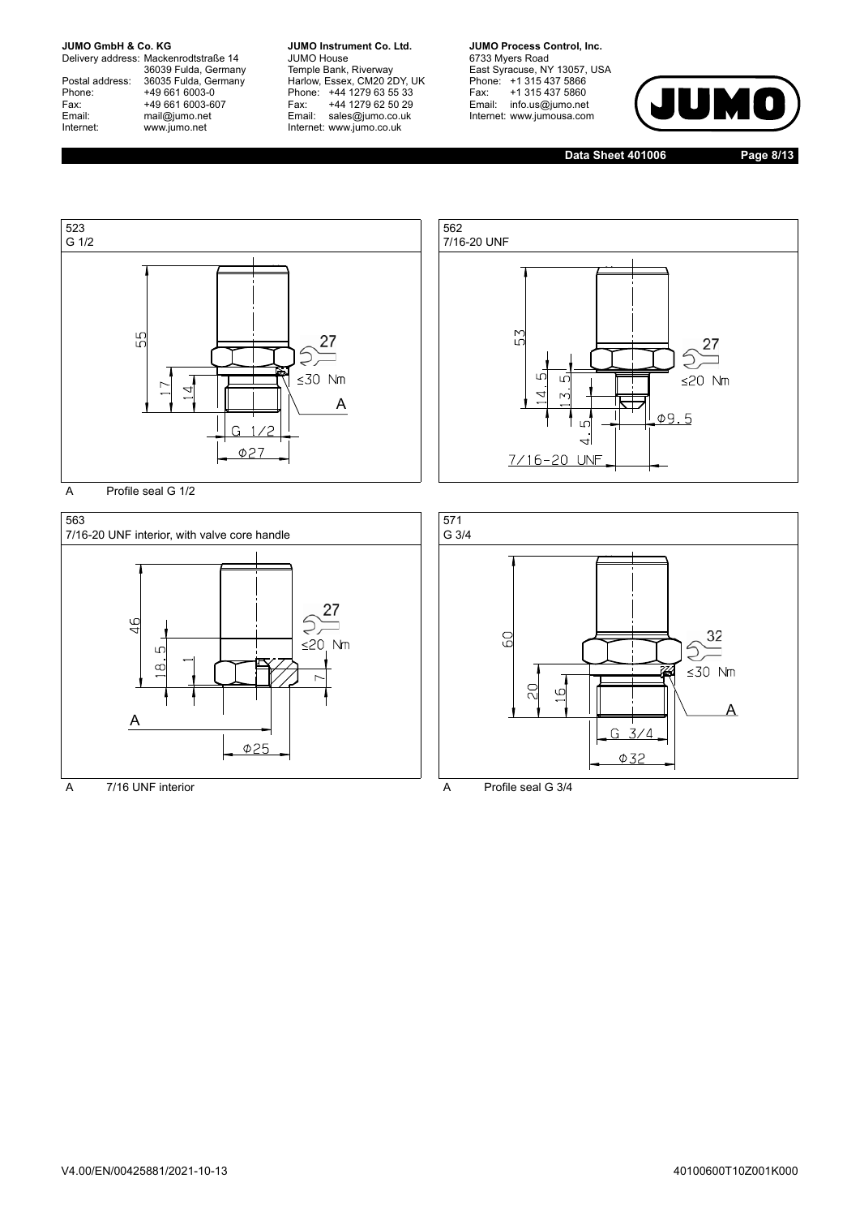**523**
**G 1/2**

55
17
14
27
≤30 Nm
A
G 1/2
Φ27

A Profile seal G 1/2

**562**
**7/16-20 UNF**

53
14.5
13.5
4.5
27
≤20 Nm
Φ9.5
7/16-20 UNF

**563**
**7/16-20 UNF interior, with valve core handle**

46
18.5
1
7
27
≤20 Nm
A
Φ25

A 7/16 UNF interior

**571**
**G 3/4**

60
20
16
32
≤30 Nm
A
G 3/4
Φ32

A Profile seal G 3/4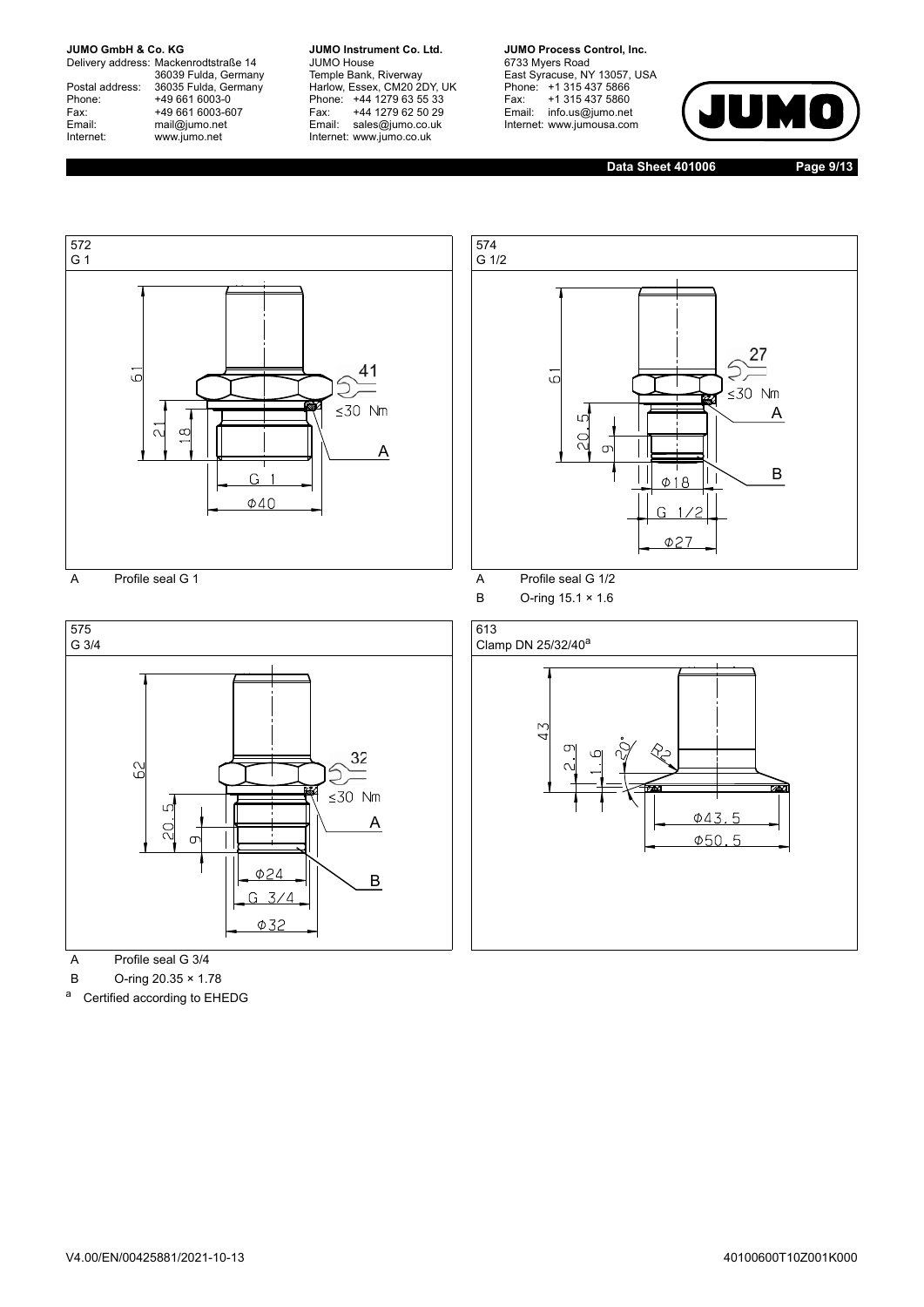| 572 |
|---|
| G 1 |

A Profile seal G 1

| 574 |
|---|
| G 1/2 |

A Profile seal G 1/2

B O-ring 15.1 × 1.6

| 575 |
|---|
| G 3/4 |

A Profile seal G 3/4

B O-ring 20.35 × 1.78

| 613 |
|---|
| Clamp DN 25/32/40[a] |

[a] Certified according to EHEDG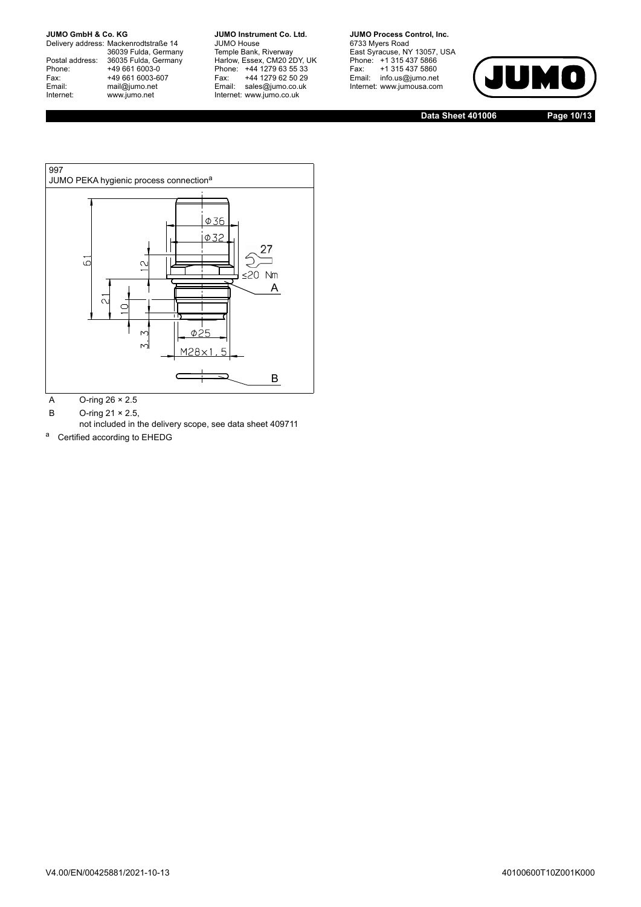997

JUMO PEKA hygienic process connection[a]

Φ36

Φ32

27

≤20 Nm

61

12

21

10

3.3

Φ25

M28×1.5

A

B

A O-ring 26 × 2.5

B O-ring 21 × 2.5,
not included in the delivery scope, see data sheet 409711

[a] Certified according to EHEDG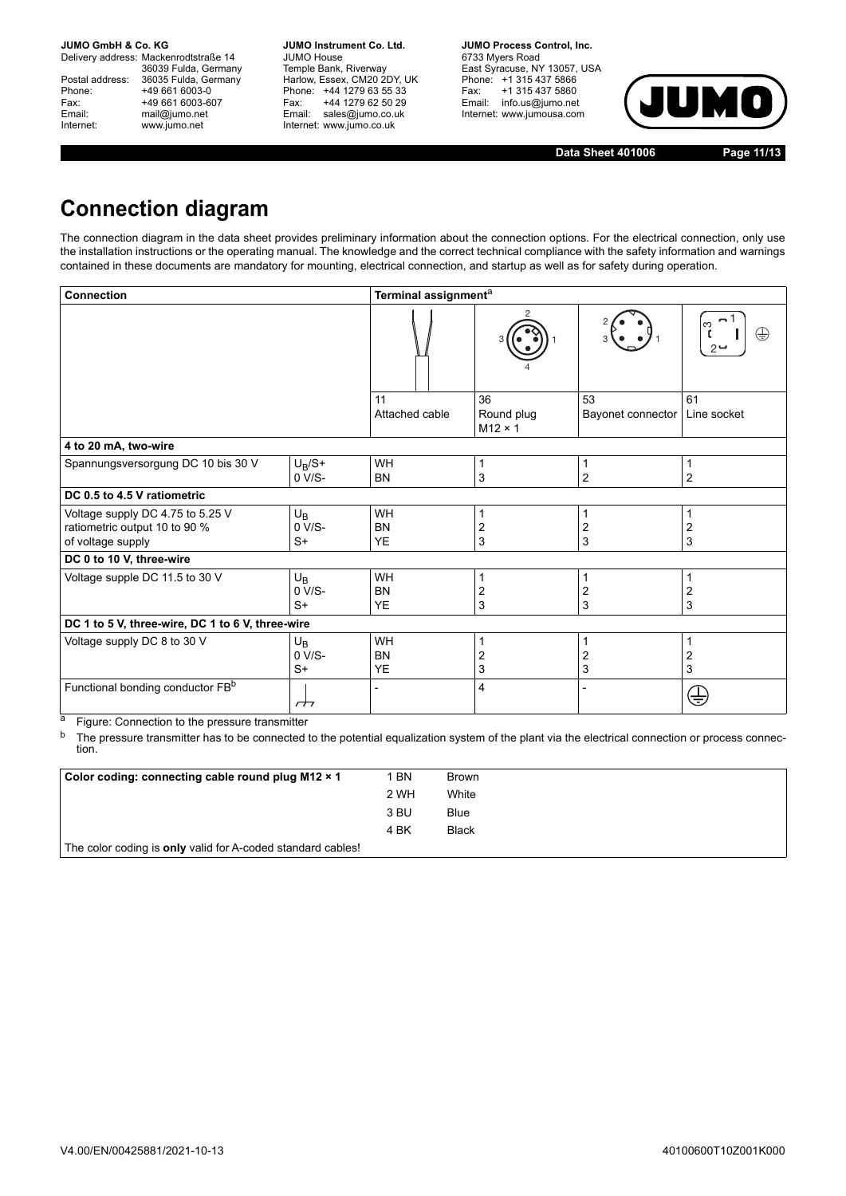# Connection diagram

The connection diagram in the data sheet provides preliminary information about the connection options. For the electrical connection, only use the installation instructions or the operating manual. The knowledge and the correct technical compliance with the safety information and warnings contained in these documents are mandatory for mounting, electrical connection, and startup as well as for safety during operation.

| Connection | | Terminal assignment[a] | | | |
|---|---|---|---|---|---|
| | | 11<br>Attached cable | 36<br>Round plug<br>M12 × 1 | 53<br>Bayonet connector | 61<br>Line socket |
| **4 to 20 mA, two-wire** | | | | | |
| Spannungsversorgung DC 10 bis 30 V | $U_B$/S+<br>0 V/S- | WH<br>BN | 1<br>3 | 1<br>2 | 1<br>2 |
| **DC 0.5 to 4.5 V ratiometric** | | | | | |
| Voltage supply DC 4.75 to 5.25 V<br>ratiometric output 10 to 90 %<br>of voltage supply | $U_B$<br>0 V/S-<br>S+ | WH<br>BN<br>YE | 1<br>2<br>3 | 1<br>2<br>3 | 1<br>2<br>3 |
| **DC 0 to 10 V, three-wire** | | | | | |
| Voltage supple DC 11.5 to 30 V | $U_B$<br>0 V/S-<br>S+ | WH<br>BN<br>YE | 1<br>2<br>3 | 1<br>2<br>3 | 1<br>2<br>3 |
| **DC 1 to 5 V, three-wire, DC 1 to 6 V, three-wire** | | | | | |
| Voltage supply DC 8 to 30 V | $U_B$<br>0 V/S-<br>S+ | WH<br>BN<br>YE | 1<br>2<br>3 | 1<br>2<br>3 | 1<br>2<br>3 |
| Functional bonding conductor FB[b] | ⏚ | - | 4 | - | ⏚ |

[a] Figure: Connection to the pressure transmitter

[b] The pressure transmitter has to be connected to the potential equalization system of the plant via the electrical connection or process connection.

| Color coding: connecting cable round plug M12 × 1 | | |
|---|---|---|
| | 1 BN | Brown |
| | 2 WH | White |
| | 3 BU | Blue |
| | 4 BK | Black |
| The color coding is **only** valid for A-coded standard cables! | | |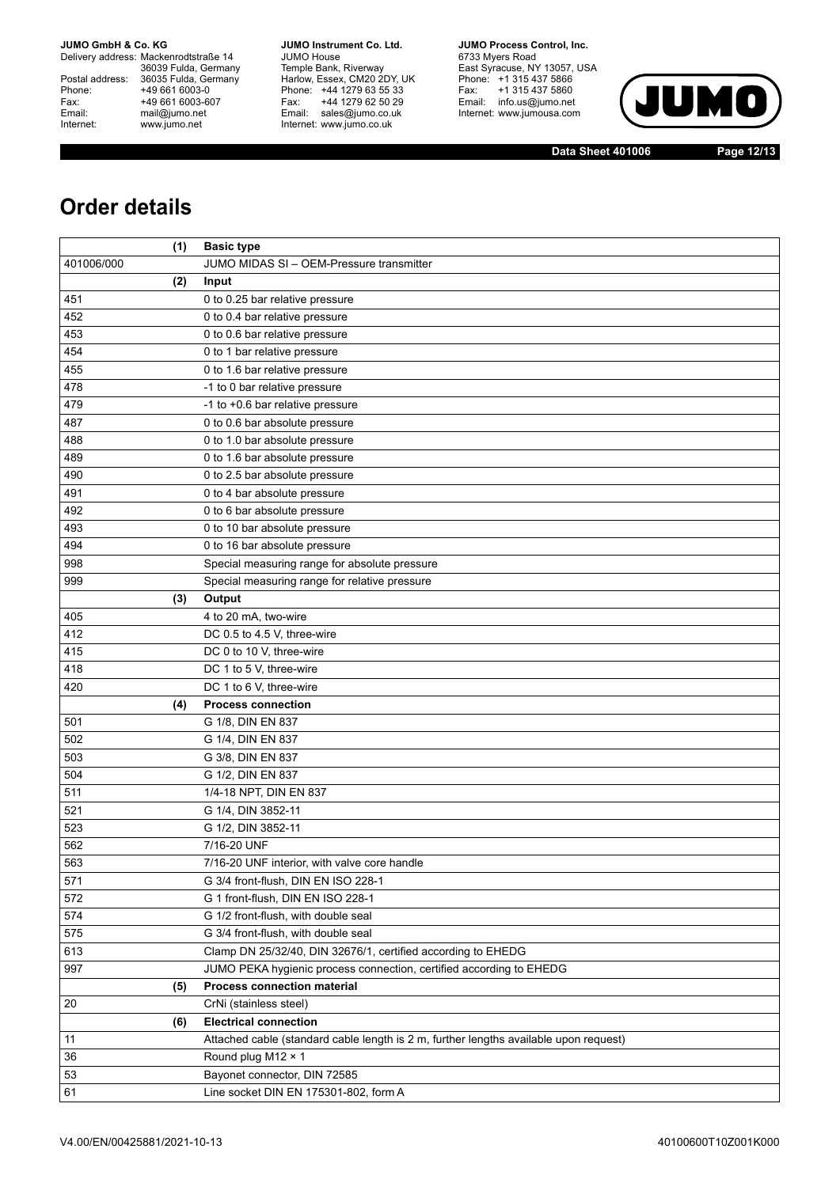# Order details

| (1) | Basic type |
|---|---|
| 401006/000 | JUMO MIDAS SI – OEM-Pressure transmitter |
| **(2)** | **Input** |
| 451 | 0 to 0.25 bar relative pressure |
| 452 | 0 to 0.4 bar relative pressure |
| 453 | 0 to 0.6 bar relative pressure |
| 454 | 0 to 1 bar relative pressure |
| 455 | 0 to 1.6 bar relative pressure |
| 478 | -1 to 0 bar relative pressure |
| 479 | -1 to +0.6 bar relative pressure |
| 487 | 0 to 0.6 bar absolute pressure |
| 488 | 0 to 1.0 bar absolute pressure |
| 489 | 0 to 1.6 bar absolute pressure |
| 490 | 0 to 2.5 bar absolute pressure |
| 491 | 0 to 4 bar absolute pressure |
| 492 | 0 to 6 bar absolute pressure |
| 493 | 0 to 10 bar absolute pressure |
| 494 | 0 to 16 bar absolute pressure |
| 998 | Special measuring range for absolute pressure |
| 999 | Special measuring range for relative pressure |
| **(3)** | **Output** |
| 405 | 4 to 20 mA, two-wire |
| 412 | DC 0.5 to 4.5 V, three-wire |
| 415 | DC 0 to 10 V, three-wire |
| 418 | DC 1 to 5 V, three-wire |
| 420 | DC 1 to 6 V, three-wire |
| **(4)** | **Process connection** |
| 501 | G 1/8, DIN EN 837 |
| 502 | G 1/4, DIN EN 837 |
| 503 | G 3/8, DIN EN 837 |
| 504 | G 1/2, DIN EN 837 |
| 511 | 1/4-18 NPT, DIN EN 837 |
| 521 | G 1/4, DIN 3852-11 |
| 523 | G 1/2, DIN 3852-11 |
| 562 | 7/16-20 UNF |
| 563 | 7/16-20 UNF interior, with valve core handle |
| 571 | G 3/4 front-flush, DIN EN ISO 228-1 |
| 572 | G 1 front-flush, DIN EN ISO 228-1 |
| 574 | G 1/2 front-flush, with double seal |
| 575 | G 3/4 front-flush, with double seal |
| 613 | Clamp DN 25/32/40, DIN 32676/1, certified according to EHEDG |
| 997 | JUMO PEKA hygienic process connection, certified according to EHEDG |
| **(5)** | **Process connection material** |
| 20 | CrNi (stainless steel) |
| **(6)** | **Electrical connection** |
| 11 | Attached cable (standard cable length is 2 m, further lengths available upon request) |
| 36 | Round plug M12 × 1 |
| 53 | Bayonet connector, DIN 72585 |
| 61 | Line socket DIN EN 175301-802, form A |

V4.00/EN/00425881/2021-10-13 40100600T10Z001K000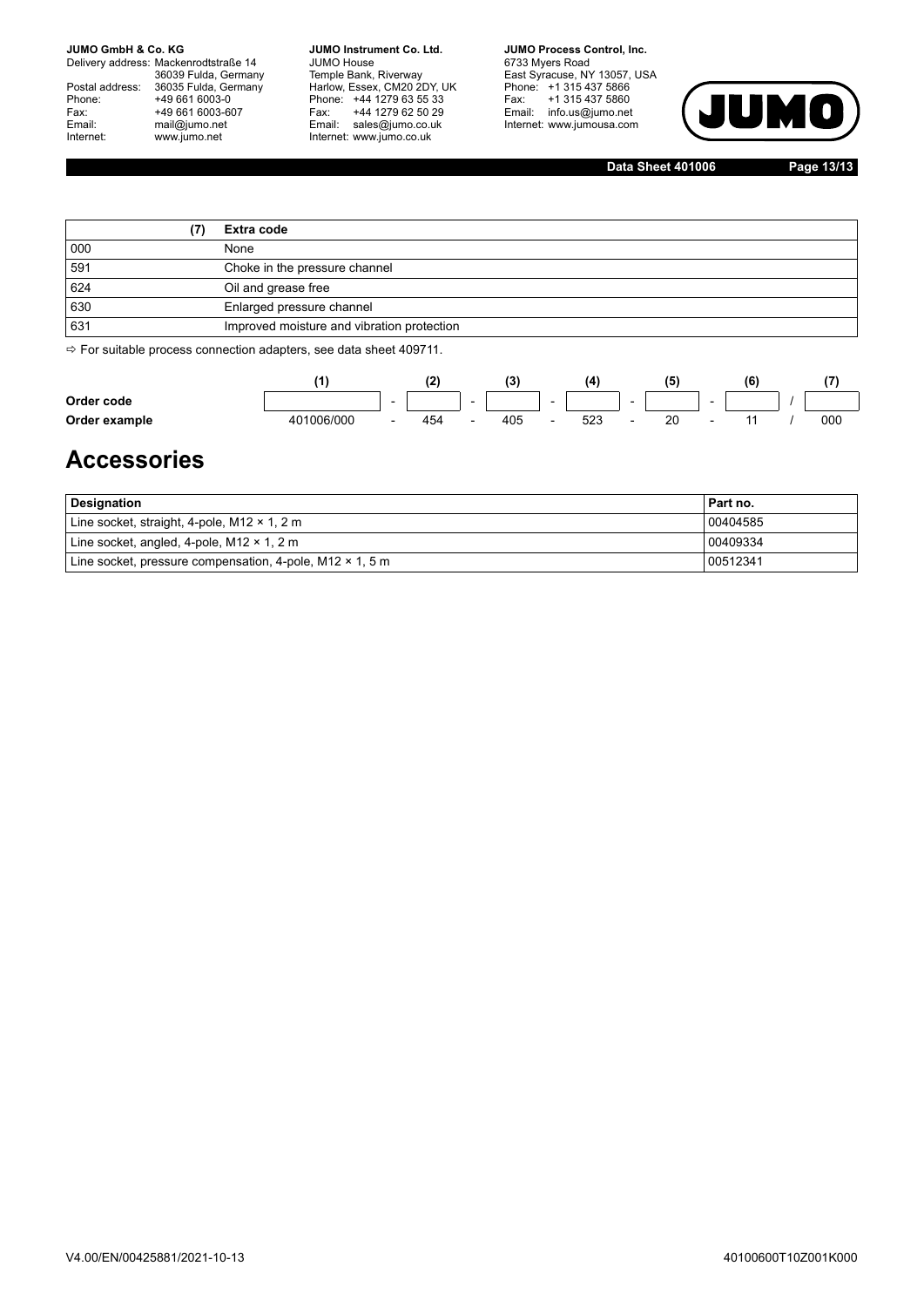| (7) | Extra code |
|---|---|
| 000 | None |
| 591 | Choke in the pressure channel |
| 624 | Oil and grease free |
| 630 | Enlarged pressure channel |
| 631 | Improved moisture and vibration protection |

⇨ For suitable process connection adapters, see data sheet 409711.

| | (1) | | (2) | | (3) | | (4) | | (5) | | (6) | | (7) |
|---|---|---|---|---|---|---|---|---|---|---|---|---|---|
| **Order code** | | - | | - | | - | | - | | - | | / | |
| **Order example** | 401006/000 | - | 454 | - | 405 | - | 523 | - | 20 | - | 11 | / | 000 |

# Accessories

| Designation | Part no. |
|---|---|
| Line socket, straight, 4-pole, M12 × 1, 2 m | 00404585 |
| Line socket, angled, 4-pole, M12 × 1, 2 m | 00409334 |
| Line socket, pressure compensation, 4-pole, M12 × 1, 5 m | 00512341 |